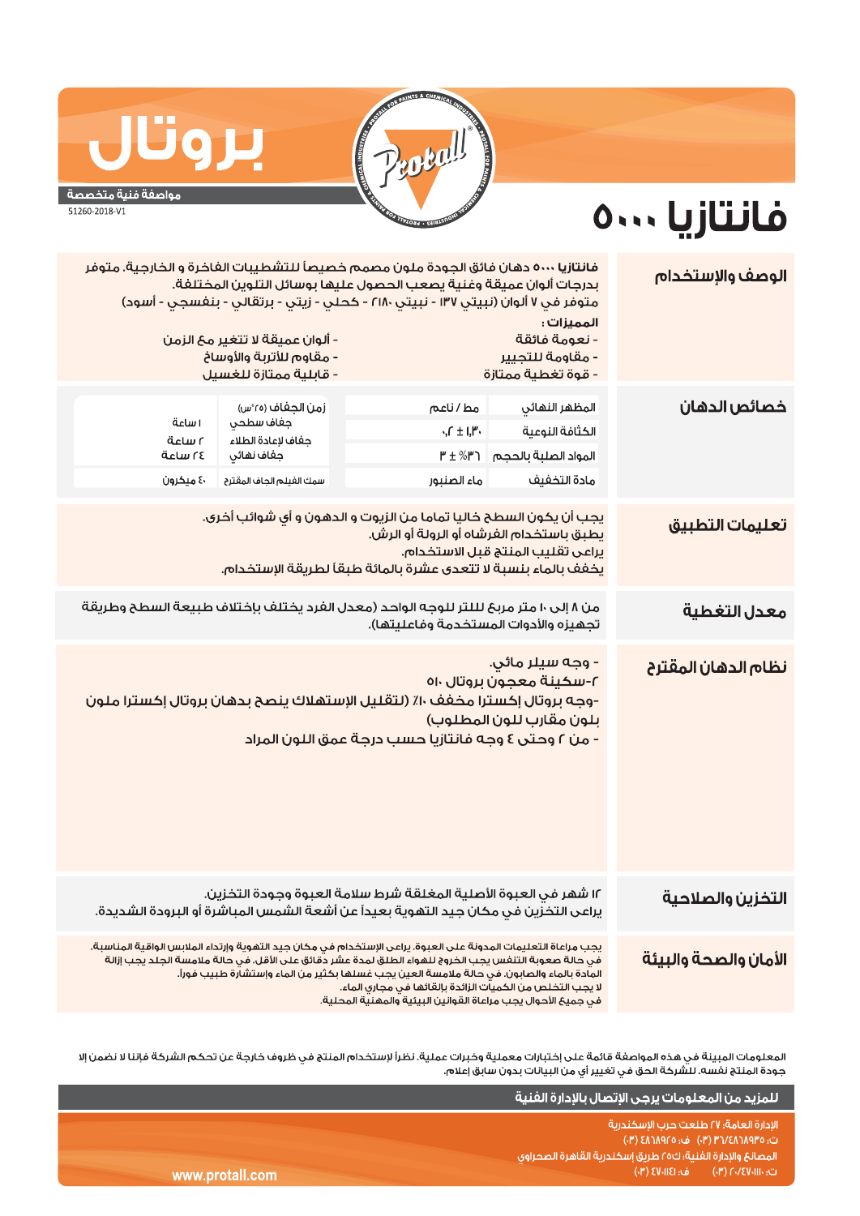# بروتال

**مواصفة فنية متخصصة**

51260-2018-V1

# فانتازيا ٥٠٠٠

## الوصف والإستخدام

**فانتازيا ٥٠٠٠** دهان فائق الجودة ملون مصمم خصيصاً للتشطيبات الفاخرة و الخارجية. متوفر بدرجات ألوان عميقة وغنية يصعب الحصول عليها بوسائل التلوين المختلفة.
متوفر في ٧ ألوان (نبيتي ١٣٧ - نبيتي ٢١٨٠ - كحلي - زيتي - برتقالي - بنفسجي - أسود)

**المميزات :**

- نعومة فائقة
- مقاومة للتجيير
- قوة تغطية ممتازة
- ألوان عميقة لا تتغير مع الزمن
- مقاوم للأتربة والأوساخ
- قابلية ممتازة للغسيل

## خصائص الدهان

| | | زمن الجفاف (٢٥°س) | |
|---|---|---|---|
| المظهر النهائي | مط / ناعم | جفاف سطحي | ١ ساعة |
| الكثافة النوعية | ١,٣٠ ± ٠,٢ | جفاف لإعادة الطلاء | ٢ ساعة |
| المواد الصلبة بالحجم | ٣٦٪ ± ٣ | جفاف نهائي | ٢٤ ساعة |
| مادة التخفيف | ماء الصنبور | سمك الفيلم الجاف المقترح | ٤٠ ميكرون |

## تعليمات التطبيق

يجب أن يكون السطح خاليا تماما من الزيوت و الدهون و أي شوائب أخرى.
يطبق باستخدام الفرشاه أو الرولة أو الرش.
يراعى تقليب المنتج قبل الاستخدام.
يخفف بالماء بنسبة لا تتعدى عشرة بالمائة طبقاً لطريقة الإستخدام.

## معدل التغطية

من ٨ إلى ١٠ متر مربع للتر للوجه الواحد (معدل الفرد يختلف بإختلاف طبيعة السطح وطريقة تجهيزه والأدوات المستخدمة وفاعليتها).

## نظام الدهان المقترح

- وجه سيلر مائي.
٢-سكينة معجون بروتال ٥١٠
-وجه بروتال إكسترا مخفف ١٠٪ (لتقليل الإستهلاك ينصح بدهان بروتال إكسترا ملون بلون مقارب للون المطلوب)
- من ٢ وحتى ٤ وجه فانتازيا حسب درجة عمق اللون المراد

## التخزين والصلاحية

١٢ شهر في العبوة الأصلية المغلقة شرط سلامة العبوة وجودة التخزين.
يراعى التخزين في مكان جيد التهوية بعيداً عن أشعة الشمس المباشرة أو البرودة الشديدة.

## الأمان والصحة والبيئة

يجب مراعاة التعليمات المدونة على العبوة. يراعى الإستخدام في مكان جيد التهوية وإرتداء الملابس الواقية المناسبة.
في حالة صعوبة التنفس يجب الخروج للهواء الطلق لمدة عشر دقائق على الأقل. في حالة ملامسة الجلد يجب إزالة المادة بالماء والصابون. في حالة ملامسة العين يجب غسلها بكثير من الماء وإستشارة طبيب فوراً.
لا يجب التخلص من الكميات الزائدة بإلقائها في مجاري الماء.
في جميع الأحوال يجب مراعاة القوانين البيئية والمهنية المحلية.

المعلومات المبينة في هذه المواصفة قائمة على إختبارات معملية وخبرات عملية. نظراً لإستخدام المنتج في ظروف خارجة عن تحكم الشركة فإننا لا نضمن إلا جودة المنتج نفسه. للشركة الحق في تغيير أي من البيانات بدون سابق إعلام.

**للمزيد من المعلومات يرجى الإتصال بالإدارة الفنية**

الإدارة العامة: ٢٧ طلعت حرب الإسكندرية
ت: ٣٦/٤٨٦٨٩٣٥ (٠٣) ف: ٤٨٦٨٩٢٥ (٠٣)
المصانع والإدارة الفنية: ك٢٥ طريق إسكندرية القاهرة الصحراوي
ت: ٢٠/٤٧٠١١١٠ (٠٣) ف: ٤٧٠١١٤١ (٠٣)

www.protall.com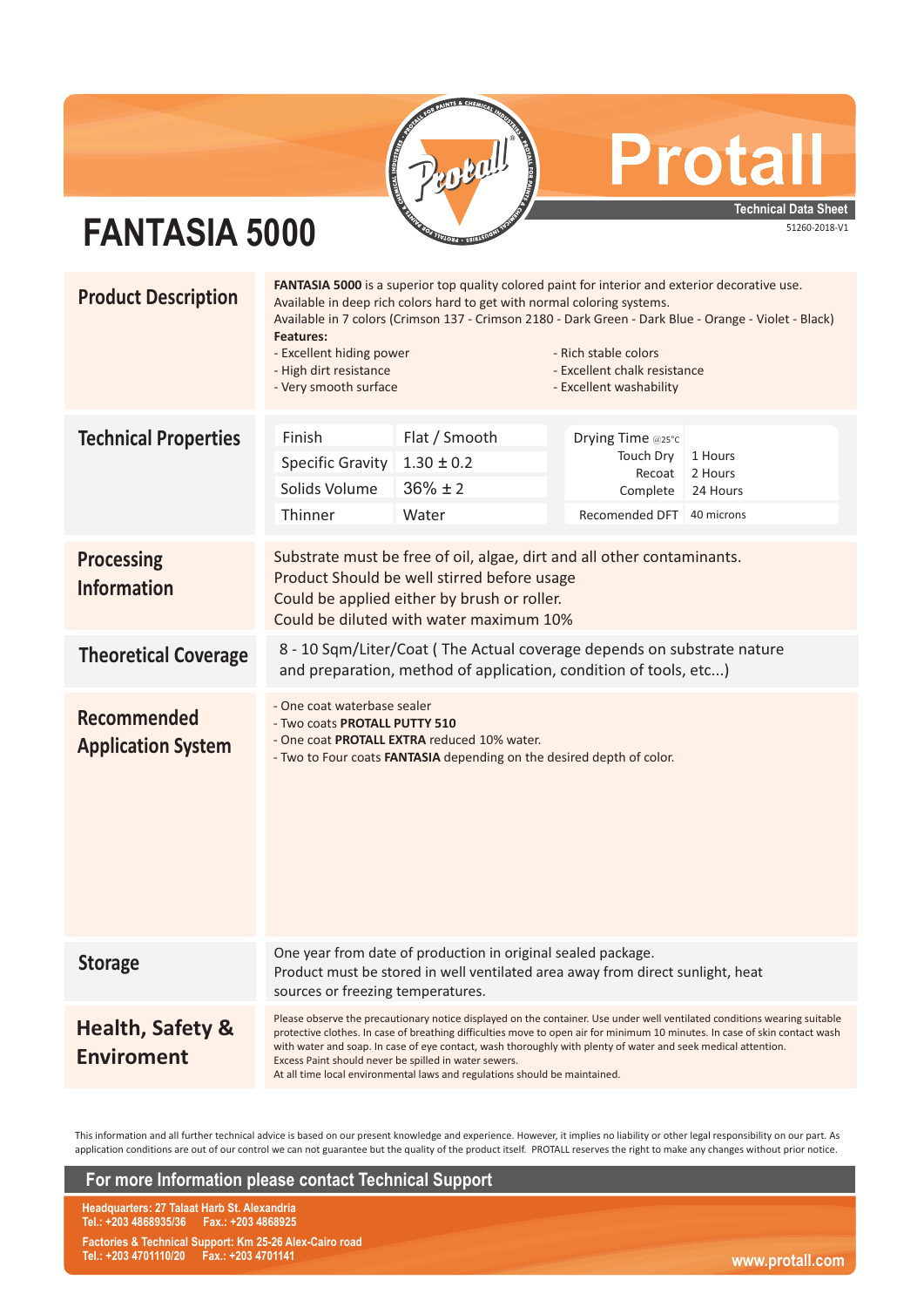# FANTASIA 5000

**Protall**

**Technical Data Sheet**

51260-2018-V1

## Product Description

**FANTASIA 5000** is a superior top quality colored paint for interior and exterior decorative use.
Available in deep rich colors hard to get with normal coloring systems.
Available in 7 colors (Crimson 137 - Crimson 2180 - Dark Green - Dark Blue - Orange - Violet - Black)

**Features:**

- Excellent hiding power
- High dirt resistance
- Very smooth surface
- Rich stable colors
- Excellent chalk resistance
- Excellent washability

## Technical Properties

| | |
|---|---|
| Finish | Flat / Smooth |
| Specific Gravity | 1.30 ± 0.2 |
| Solids Volume | 36% ± 2 |
| Thinner | Water |

| Drying Time @25°C | |
|---|---|
| Touch Dry | 1 Hours |
| Recoat | 2 Hours |
| Complete | 24 Hours |
| Recomended DFT | 40 microns |

## Processing Information

Substrate must be free of oil, algae, dirt and all other contaminants.
Product Should be well stirred before usage
Could be applied either by brush or roller.
Could be diluted with water maximum 10%

## Theoretical Coverage

8 - 10 Sqm/Liter/Coat ( The Actual coverage depends on substrate nature and preparation, method of application, condition of tools, etc...)

## Recommended Application System

- One coat waterbase sealer
- Two coats **PROTALL PUTTY 510**
- One coat **PROTALL EXTRA** reduced 10% water.
- Two to Four coats **FANTASIA** depending on the desired depth of color.

## Storage

One year from date of production in original sealed package.
Product must be stored in well ventilated area away from direct sunlight, heat sources or freezing temperatures.

## Health, Safety & Enviroment

Please observe the precautionary notice displayed on the container. Use under well ventilated conditions wearing suitable protective clothes. In case of breathing difficulties move to open air for minimum 10 minutes. In case of skin contact wash with water and soap. In case of eye contact, wash thoroughly with plenty of water and seek medical attention.
Excess Paint should never be spilled in water sewers.
At all time local environmental laws and regulations should be maintained.

This information and all further technical advice is based on our present knowledge and experience. However, it implies no liability or other legal responsibility on our part. As application conditions are out of our control we can not guarantee but the quality of the product itself. PROTALL reserves the right to make any changes without prior notice.

### For more Information please contact Technical Support

**Headquarters: 27 Talaat Harb St. Alexandria**
**Tel.: +203 4868935/36 Fax.: +203 4868925**

**Factories & Technical Support: Km 25-26 Alex-Cairo road**
**Tel.: +203 4701110/20 Fax.: +203 4701141**

**www.protall.com**